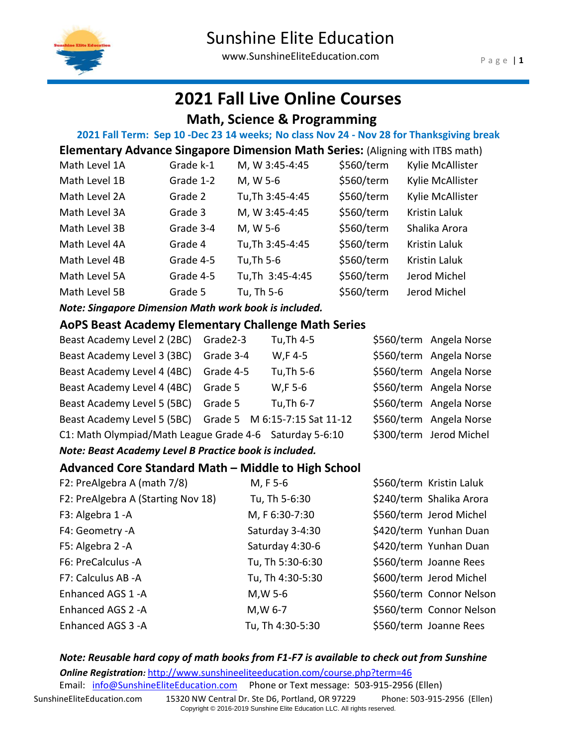# Sunshine Elite Education

www.SunshineEliteEducation.com

# 2021 Fall Live Online Courses

## Math, Science & Programming

**2021 Fall Term: Sep 10 -Dec 23 14 weeks; No class Nov 24 - Nov 28 for Thanksgiving break**

### Elementary Advance Singapore Dimension Math Series: (Aligning with ITBS math)

| | | | | |
|---|---|---|---|---|
| Math Level 1A | Grade k-1 | M, W 3:45-4:45 | $560/term | Kylie McAllister |
| Math Level 1B | Grade 1-2 | M, W 5-6 | $560/term | Kylie McAllister |
| Math Level 2A | Grade 2 | Tu,Th 3:45-4:45 | $560/term | Kylie McAllister |
| Math Level 3A | Grade 3 | M, W 3:45-4:45 | $560/term | Kristin Laluk |
| Math Level 3B | Grade 3-4 | M, W 5-6 | $560/term | Shalika Arora |
| Math Level 4A | Grade 4 | Tu,Th 3:45-4:45 | $560/term | Kristin Laluk |
| Math Level 4B | Grade 4-5 | Tu,Th 5-6 | $560/term | Kristin Laluk |
| Math Level 5A | Grade 4-5 | Tu,Th 3:45-4:45 | $560/term | Jerod Michel |
| Math Level 5B | Grade 5 | Tu, Th 5-6 | $560/term | Jerod Michel |

***Note: Singapore Dimension Math work book is included.***

### AoPS Beast Academy Elementary Challenge Math Series

| | | | | |
|---|---|---|---|---|
| Beast Academy Level 2 (2BC) | Grade2-3 | Tu,Th 4-5 | $560/term | Angela Norse |
| Beast Academy Level 3 (3BC) | Grade 3-4 | W,F 4-5 | $560/term | Angela Norse |
| Beast Academy Level 4 (4BC) | Grade 4-5 | Tu,Th 5-6 | $560/term | Angela Norse |
| Beast Academy Level 4 (4BC) | Grade 5 | W,F 5-6 | $560/term | Angela Norse |
| Beast Academy Level 5 (5BC) | Grade 5 | Tu,Th 6-7 | $560/term | Angela Norse |
| Beast Academy Level 5 (5BC) | Grade 5 | M 6:15-7:15 Sat 11-12 | $560/term | Angela Norse |
| C1: Math Olympiad/Math League | Grade 4-6 | Saturday 5-6:10 | $300/term | Jerod Michel |

***Note: Beast Academy Level B Practice book is included.***

### Advanced Core Standard Math – Middle to High School

| | | | |
|---|---|---|---|
| F2: PreAlgebra A (math 7/8) | M, F 5-6 | $560/term | Kristin Laluk |
| F2: PreAlgebra A (Starting Nov 18) | Tu, Th 5-6:30 | $240/term | Shalika Arora |
| F3: Algebra 1 -A | M, F 6:30-7:30 | $560/term | Jerod Michel |
| F4: Geometry -A | Saturday 3-4:30 | $420/term | Yunhan Duan |
| F5: Algebra 2 -A | Saturday 4:30-6 | $420/term | Yunhan Duan |
| F6: PreCalculus -A | Tu, Th 5:30-6:30 | $560/term | Joanne Rees |
| F7: Calculus AB -A | Tu, Th 4:30-5:30 | $600/term | Jerod Michel |
| Enhanced AGS 1 -A | M,W 5-6 | $560/term | Connor Nelson |
| Enhanced AGS 2 -A | M,W 6-7 | $560/term | Connor Nelson |
| Enhanced AGS 3 -A | Tu, Th 4:30-5:30 | $560/term | Joanne Rees |

***Note: Reusable hard copy of math books from F1-F7 is available to check out from Sunshine***

***Online Registration:*** http://www.sunshineeliteeducation.com/course.php?term=46

Email: info@SunshineEliteEducation.com Phone or Text message: 503-915-2956 (Ellen)

SunshineEliteEducation.com 15320 NW Central Dr. Ste D6, Portland, OR 97229 Phone: 503-915-2956 (Ellen)

Copyright © 2016-2019 Sunshine Elite Education LLC. All rights reserved.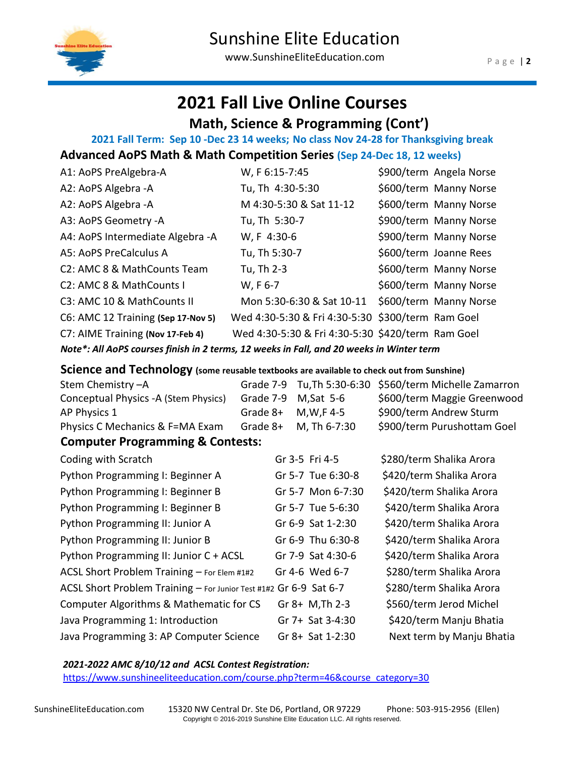# 2021 Fall Live Online Courses

## Math, Science & Programming (Cont')

**2021 Fall Term: Sep 10 -Dec 23 14 weeks; No class Nov 24-28 for Thanksgiving break**

### Advanced AoPS Math & Math Competition Series (Sep 24-Dec 18, 12 weeks)

| Course | Schedule | Price | Instructor |
|---|---|---|---|
| A1: AoPS PreAlgebra-A | W, F 6:15-7:45 | $900/term | Angela Norse |
| A2: AoPS Algebra -A | Tu, Th 4:30-5:30 | $600/term | Manny Norse |
| A2: AoPS Algebra -A | M 4:30-5:30 & Sat 11-12 | $600/term | Manny Norse |
| A3: AoPS Geometry -A | Tu, Th 5:30-7 | $900/term | Manny Norse |
| A4: AoPS Intermediate Algebra -A | W, F 4:30-6 | $900/term | Manny Norse |
| A5: AoPS PreCalculus A | Tu, Th 5:30-7 | $600/term | Joanne Rees |
| C2: AMC 8 & MathCounts Team | Tu, Th 2-3 | $600/term | Manny Norse |
| C2: AMC 8 & MathCounts I | W, F 6-7 | $600/term | Manny Norse |
| C3: AMC 10 & MathCounts II | Mon 5:30-6:30 & Sat 10-11 | $600/term | Manny Norse |
| C6: AMC 12 Training **(Sep 17-Nov 5)** | Wed 4:30-5:30 & Fri 4:30-5:30 | $300/term | Ram Goel |
| C7: AIME Training **(Nov 17-Feb 4)** | Wed 4:30-5:30 & Fri 4:30-5:30 | $420/term | Ram Goel |

***Note*: All AoPS courses finish in 2 terms, 12 weeks in Fall, and 20 weeks in Winter term***

### Science and Technology (some reusable textbooks are available to check out from Sunshine)

| Course | Grade | Schedule | Price | Instructor |
|---|---|---|---|---|
| Stem Chemistry –A | Grade 7-9 | Tu,Th 5:30-6:30 | $560/term | Michelle Zamarron |
| Conceptual Physics -A (Stem Physics) | Grade 7-9 | M,Sat 5-6 | $600/term | Maggie Greenwood |
| AP Physics 1 | Grade 8+ | M,W,F 4-5 | $900/term | Andrew Sturm |
| Physics C Mechanics & F=MA Exam | Grade 8+ | M, Th 6-7:30 | $900/term | Purushottam Goel |

### Computer Programming & Contests:

| Course | Grade | Schedule | Price | Instructor |
|---|---|---|---|---|
| Coding with Scratch | Gr 3-5 | Fri 4-5 | $280/term | Shalika Arora |
| Python Programming I: Beginner A | Gr 5-7 | Tue 6:30-8 | $420/term | Shalika Arora |
| Python Programming I: Beginner B | Gr 5-7 | Mon 6-7:30 | $420/term | Shalika Arora |
| Python Programming I: Beginner B | Gr 5-7 | Tue 5-6:30 | $420/term | Shalika Arora |
| Python Programming II: Junior A | Gr 6-9 | Sat 1-2:30 | $420/term | Shalika Arora |
| Python Programming II: Junior B | Gr 6-9 | Thu 6:30-8 | $420/term | Shalika Arora |
| Python Programming II: Junior C + ACSL | Gr 7-9 | Sat 4:30-6 | $420/term | Shalika Arora |
| ACSL Short Problem Training – For Elem #1#2 | Gr 4-6 | Wed 6-7 | $280/term | Shalika Arora |
| ACSL Short Problem Training – For Junior Test #1#2 | Gr 6-9 | Sat 6-7 | $280/term | Shalika Arora |
| Computer Algorithms & Mathematic for CS | Gr 8+ | M,Th 2-3 | $560/term | Jerod Michel |
| Java Programming 1: Introduction | Gr 7+ | Sat 3-4:30 | $420/term | Manju Bhatia |
| Java Programming 3: AP Computer Science | Gr 8+ | Sat 1-2:30 | Next term by Manju Bhatia | |

***2021-2022 AMC 8/10/12 and ACSL Contest Registration:***

https://www.sunshineeliteeducation.com/course.php?term=46&course_category=30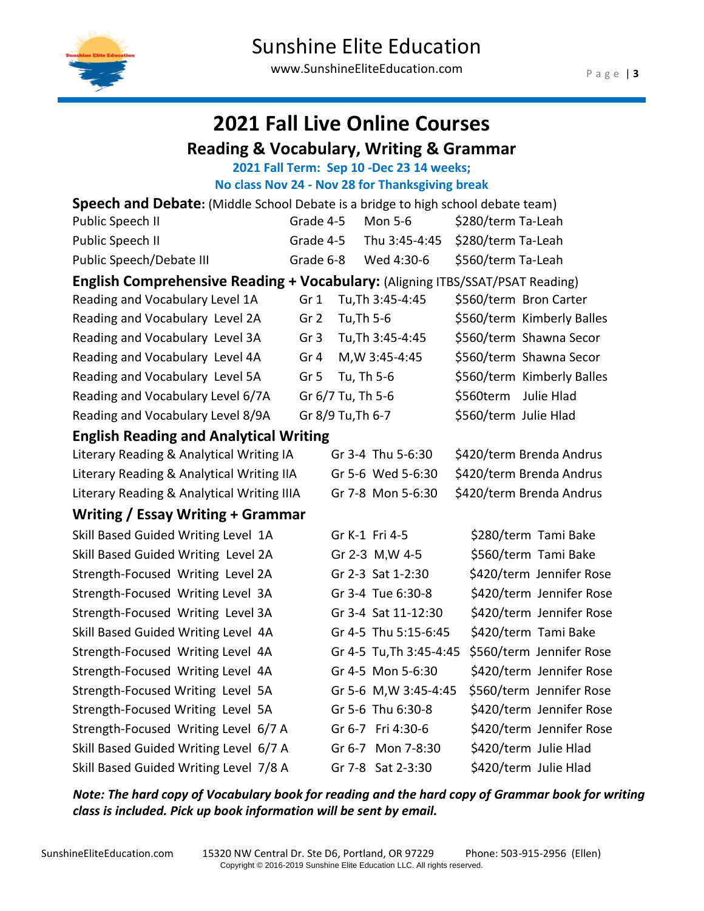# 2021 Fall Live Online Courses

## Reading & Vocabulary, Writing & Grammar

**2021 Fall Term: Sep 10 -Dec 23 14 weeks;**

**No class Nov 24 - Nov 28 for Thanksgiving break**

**Speech and Debate:** (Middle School Debate is a bridge to high school debate team)

| Course | Grade | Schedule | Price | Instructor |
|---|---|---|---|---|
| Public Speech II | Grade 4-5 | Mon 5-6 | $280/term | Ta-Leah |
| Public Speech II | Grade 4-5 | Thu 3:45-4:45 | $280/term | Ta-Leah |
| Public Speech/Debate III | Grade 6-8 | Wed 4:30-6 | $560/term | Ta-Leah |

**English Comprehensive Reading + Vocabulary:** (Aligning ITBS/SSAT/PSAT Reading)

| Course | Grade | Schedule | Price | Instructor |
|---|---|---|---|---|
| Reading and Vocabulary Level 1A | Gr 1 | Tu,Th 3:45-4:45 | $560/term | Bron Carter |
| Reading and Vocabulary Level 2A | Gr 2 | Tu,Th 5-6 | $560/term | Kimberly Balles |
| Reading and Vocabulary Level 3A | Gr 3 | Tu,Th 3:45-4:45 | $560/term | Shawna Secor |
| Reading and Vocabulary Level 4A | Gr 4 | M,W 3:45-4:45 | $560/term | Shawna Secor |
| Reading and Vocabulary Level 5A | Gr 5 | Tu, Th 5-6 | $560/term | Kimberly Balles |
| Reading and Vocabulary Level 6/7A | Gr 6/7 | Tu, Th 5-6 | $560term | Julie Hlad |
| Reading and Vocabulary Level 8/9A | Gr 8/9 | Tu,Th 6-7 | $560/term | Julie Hlad |

**English Reading and Analytical Writing**

| Course | Grade | Schedule | Price | Instructor |
|---|---|---|---|---|
| Literary Reading & Analytical Writing IA | Gr 3-4 | Thu 5-6:30 | $420/term | Brenda Andrus |
| Literary Reading & Analytical Writing IIA | Gr 5-6 | Wed 5-6:30 | $420/term | Brenda Andrus |
| Literary Reading & Analytical Writing IIIA | Gr 7-8 | Mon 5-6:30 | $420/term | Brenda Andrus |

**Writing / Essay Writing + Grammar**

| Course | Grade | Schedule | Price | Instructor |
|---|---|---|---|---|
| Skill Based Guided Writing Level 1A | Gr K-1 | Fri 4-5 | $280/term | Tami Bake |
| Skill Based Guided Writing Level 2A | Gr 2-3 | M,W 4-5 | $560/term | Tami Bake |
| Strength-Focused Writing Level 2A | Gr 2-3 | Sat 1-2:30 | $420/term | Jennifer Rose |
| Strength-Focused Writing Level 3A | Gr 3-4 | Tue 6:30-8 | $420/term | Jennifer Rose |
| Strength-Focused Writing Level 3A | Gr 3-4 | Sat 11-12:30 | $420/term | Jennifer Rose |
| Skill Based Guided Writing Level 4A | Gr 4-5 | Thu 5:15-6:45 | $420/term | Tami Bake |
| Strength-Focused Writing Level 4A | Gr 4-5 | Tu,Th 3:45-4:45 | $560/term | Jennifer Rose |
| Strength-Focused Writing Level 4A | Gr 4-5 | Mon 5-6:30 | $420/term | Jennifer Rose |
| Strength-Focused Writing Level 5A | Gr 5-6 | M,W 3:45-4:45 | $560/term | Jennifer Rose |
| Strength-Focused Writing Level 5A | Gr 5-6 | Thu 6:30-8 | $420/term | Jennifer Rose |
| Strength-Focused Writing Level 6/7 A | Gr 6-7 | Fri 4:30-6 | $420/term | Jennifer Rose |
| Skill Based Guided Writing Level 6/7 A | Gr 6-7 | Mon 7-8:30 | $420/term | Julie Hlad |
| Skill Based Guided Writing Level 7/8 A | Gr 7-8 | Sat 2-3:30 | $420/term | Julie Hlad |

***Note: The hard copy of Vocabulary book for reading and the hard copy of Grammar book for writing class is included. Pick up book information will be sent by email.***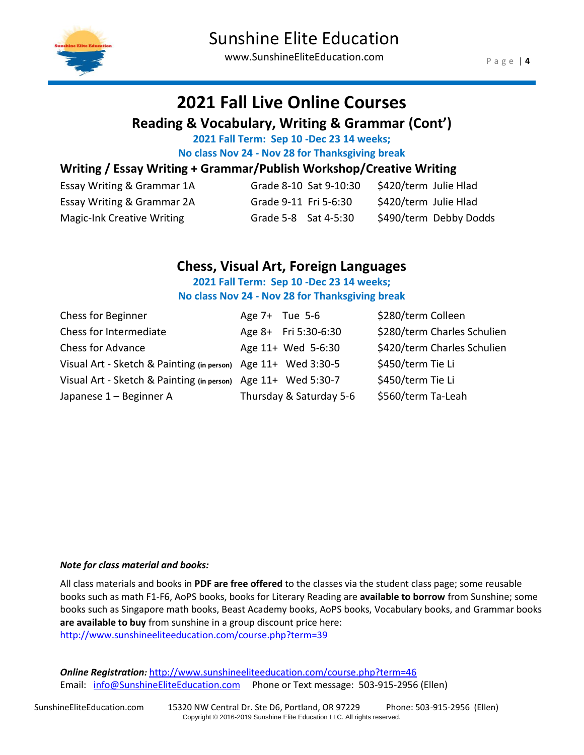# 2021 Fall Live Online Courses

## Reading & Vocabulary, Writing & Grammar (Cont')

**2021 Fall Term: Sep 10 -Dec 23 14 weeks;**

**No class Nov 24 - Nov 28 for Thanksgiving break**

### Writing / Essay Writing + Grammar/Publish Workshop/Creative Writing

| Course | Grade | Time | Price | Teacher |
|---|---|---|---|---|
| Essay Writing & Grammar 1A | Grade 8-10 | Sat 9-10:30 | $420/term | Julie Hlad |
| Essay Writing & Grammar 2A | Grade 9-11 | Fri 5-6:30 | $420/term | Julie Hlad |
| Magic-Ink Creative Writing | Grade 5-8 | Sat 4-5:30 | $490/term | Debby Dodds |

## Chess, Visual Art, Foreign Languages

**2021 Fall Term: Sep 10 -Dec 23 14 weeks;**

**No class Nov 24 - Nov 28 for Thanksgiving break**

| Course | Age | Time | Price | Teacher |
|---|---|---|---|---|
| Chess for Beginner | Age 7+ | Tue 5-6 | $280/term | Colleen |
| Chess for Intermediate | Age 8+ | Fri 5:30-6:30 | $280/term | Charles Schulien |
| Chess for Advance | Age 11+ | Wed 5-6:30 | $420/term | Charles Schulien |
| Visual Art - Sketch & Painting **(in person)** | Age 11+ | Wed 3:30-5 | $450/term | Tie Li |
| Visual Art - Sketch & Painting **(in person)** | Age 11+ | Wed 5:30-7 | $450/term | Tie Li |
| Japanese 1 – Beginner A | | Thursday & Saturday 5-6 | $560/term | Ta-Leah |

***Note for class material and books:***

All class materials and books in **PDF are free offered** to the classes via the student class page; some reusable books such as math F1-F6, AoPS books, books for Literary Reading are **available to borrow** from Sunshine; some books such as Singapore math books, Beast Academy books, AoPS books, Vocabulary books, and Grammar books **are available to buy** from sunshine in a group discount price here: http://www.sunshineeliteeducation.com/course.php?term=39

***Online Registration:*** http://www.sunshineeliteeducation.com/course.php?term=46

Email: info@SunshineEliteEducation.com Phone or Text message: 503-915-2956 (Ellen)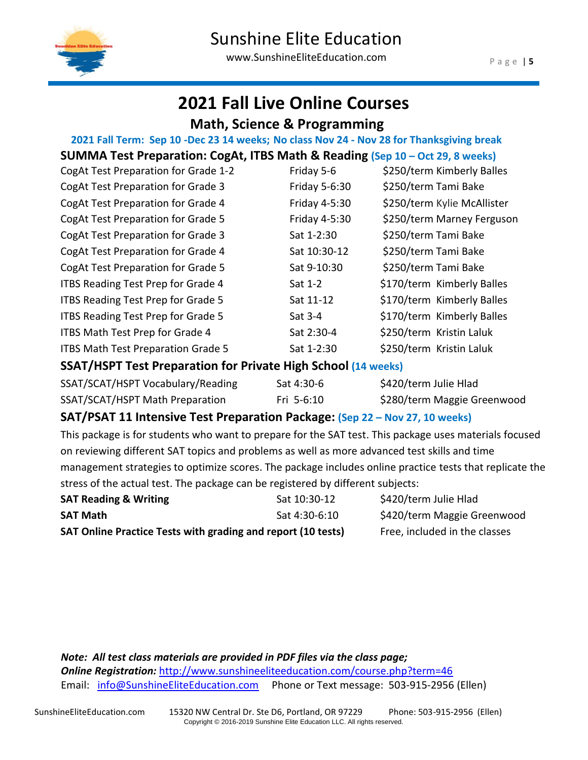# 2021 Fall Live Online Courses

## Math, Science & Programming

**2021 Fall Term: Sep 10 -Dec 23 14 weeks; No class Nov 24 - Nov 28 for Thanksgiving break**

### SUMMA Test Preparation: CogAt, ITBS Math & Reading (Sep 10 – Oct 29, 8 weeks)

| | | | |
|---|---|---|---|
| CogAt Test Preparation for Grade 1-2 | Friday 5-6 | $250/term | Kimberly Balles |
| CogAt Test Preparation for Grade 3 | Friday 5-6:30 | $250/term | Tami Bake |
| CogAt Test Preparation for Grade 4 | Friday 4-5:30 | $250/term | Kylie McAllister |
| CogAt Test Preparation for Grade 5 | Friday 4-5:30 | $250/term | Marney Ferguson |
| CogAt Test Preparation for Grade 3 | Sat 1-2:30 | $250/term | Tami Bake |
| CogAt Test Preparation for Grade 4 | Sat 10:30-12 | $250/term | Tami Bake |
| CogAt Test Preparation for Grade 5 | Sat 9-10:30 | $250/term | Tami Bake |
| ITBS Reading Test Prep for Grade 4 | Sat 1-2 | $170/term | Kimberly Balles |
| ITBS Reading Test Prep for Grade 5 | Sat 11-12 | $170/term | Kimberly Balles |
| ITBS Reading Test Prep for Grade 5 | Sat 3-4 | $170/term | Kimberly Balles |
| ITBS Math Test Prep for Grade 4 | Sat 2:30-4 | $250/term | Kristin Laluk |
| ITBS Math Test Preparation Grade 5 | Sat 1-2:30 | $250/term | Kristin Laluk |

### SSAT/HSPT Test Preparation for Private High School (14 weeks)

| | | | |
|---|---|---|---|
| SSAT/SCAT/HSPT Vocabulary/Reading | Sat 4:30-6 | $420/term | Julie Hlad |
| SSAT/SCAT/HSPT Math Preparation | Fri 5-6:10 | $280/term | Maggie Greenwood |

### SAT/PSAT 11 Intensive Test Preparation Package: (Sep 22 – Nov 27, 10 weeks)

This package is for students who want to prepare for the SAT test. This package uses materials focused on reviewing different SAT topics and problems as well as more advanced test skills and time management strategies to optimize scores. The package includes online practice tests that replicate the stress of the actual test. The package can be registered by different subjects:

| | | | |
|---|---|---|---|
| **SAT Reading & Writing** | Sat 10:30-12 | $420/term | Julie Hlad |
| **SAT Math** | Sat 4:30-6:10 | $420/term | Maggie Greenwood |
| **SAT Online Practice Tests with grading and report (10 tests)** | | Free, included in the classes | |

***Note: All test class materials are provided in PDF files via the class page;***

***Online Registration:*** http://www.sunshineeliteeducation.com/course.php?term=46

Email: info@SunshineEliteEducation.com Phone or Text message: 503-915-2956 (Ellen)